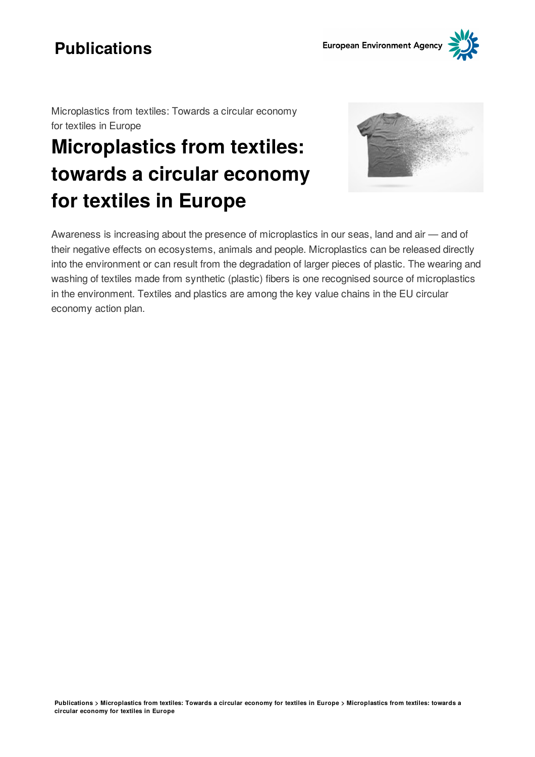# Publications

Microplastics from textiles: Towards a circular economy for textiles in Europe

## Microplastics from textiles: towards a circular economy for textiles in Europe

Awareness is increasing about the presence of microplastics in our seas, land and air — and of their negative effects on ecosystems, animals and people. Microplastics can be released directly into the environment or can result from the degradation of larger pieces of plastic. The wearing and washing of textiles made from synthetic (plastic) fibers is one recognised source of microplastics in the environment. Textiles and plastics are among the key value chains in the EU circular economy action plan.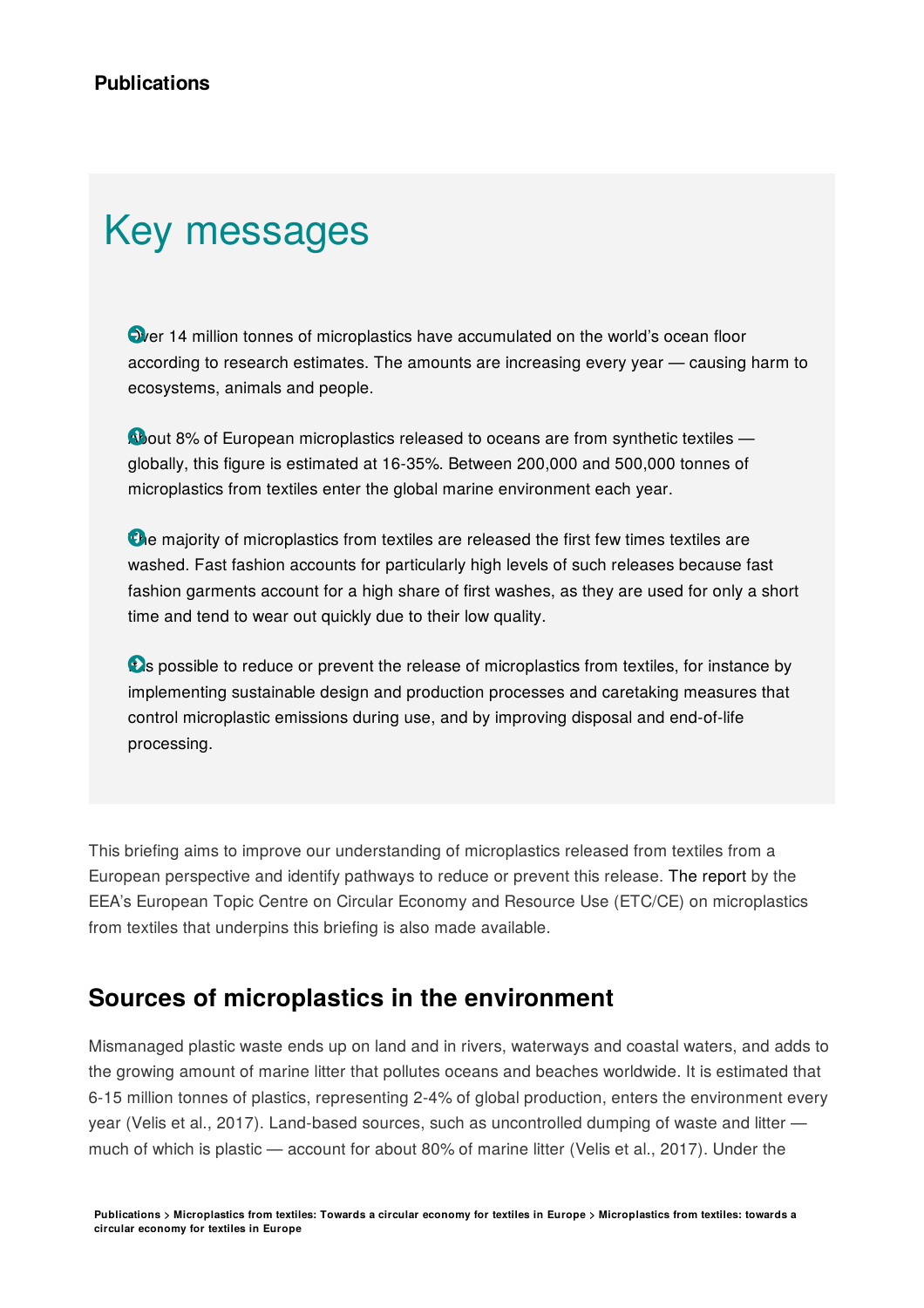## Key messages

- Over 14 million tonnes of microplastics have accumulated on the world's ocean floor according to research estimates. The amounts are increasing every year — causing harm to ecosystems, animals and people.
- About 8% of European microplastics released to oceans are from synthetic textiles — globally, this figure is estimated at 16-35%. Between 200,000 and 500,000 tonnes of microplastics from textiles enter the global marine environment each year.
- The majority of microplastics from textiles are released the first few times textiles are washed. Fast fashion accounts for particularly high levels of such releases because fast fashion garments account for a high share of first washes, as they are used for only a short time and tend to wear out quickly due to their low quality.
- It is possible to reduce or prevent the release of microplastics from textiles, for instance by implementing sustainable design and production processes and caretaking measures that control microplastic emissions during use, and by improving disposal and end-of-life processing.

This briefing aims to improve our understanding of microplastics released from textiles from a European perspective and identify pathways to reduce or prevent this release. The report by the EEA's European Topic Centre on Circular Economy and Resource Use (ETC/CE) on microplastics from textiles that underpins this briefing is also made available.

## Sources of microplastics in the environment

Mismanaged plastic waste ends up on land and in rivers, waterways and coastal waters, and adds to the growing amount of marine litter that pollutes oceans and beaches worldwide. It is estimated that 6-15 million tonnes of plastics, representing 2-4% of global production, enters the environment every year (Velis et al., 2017). Land-based sources, such as uncontrolled dumping of waste and litter — much of which is plastic — account for about 80% of marine litter (Velis et al., 2017). Under the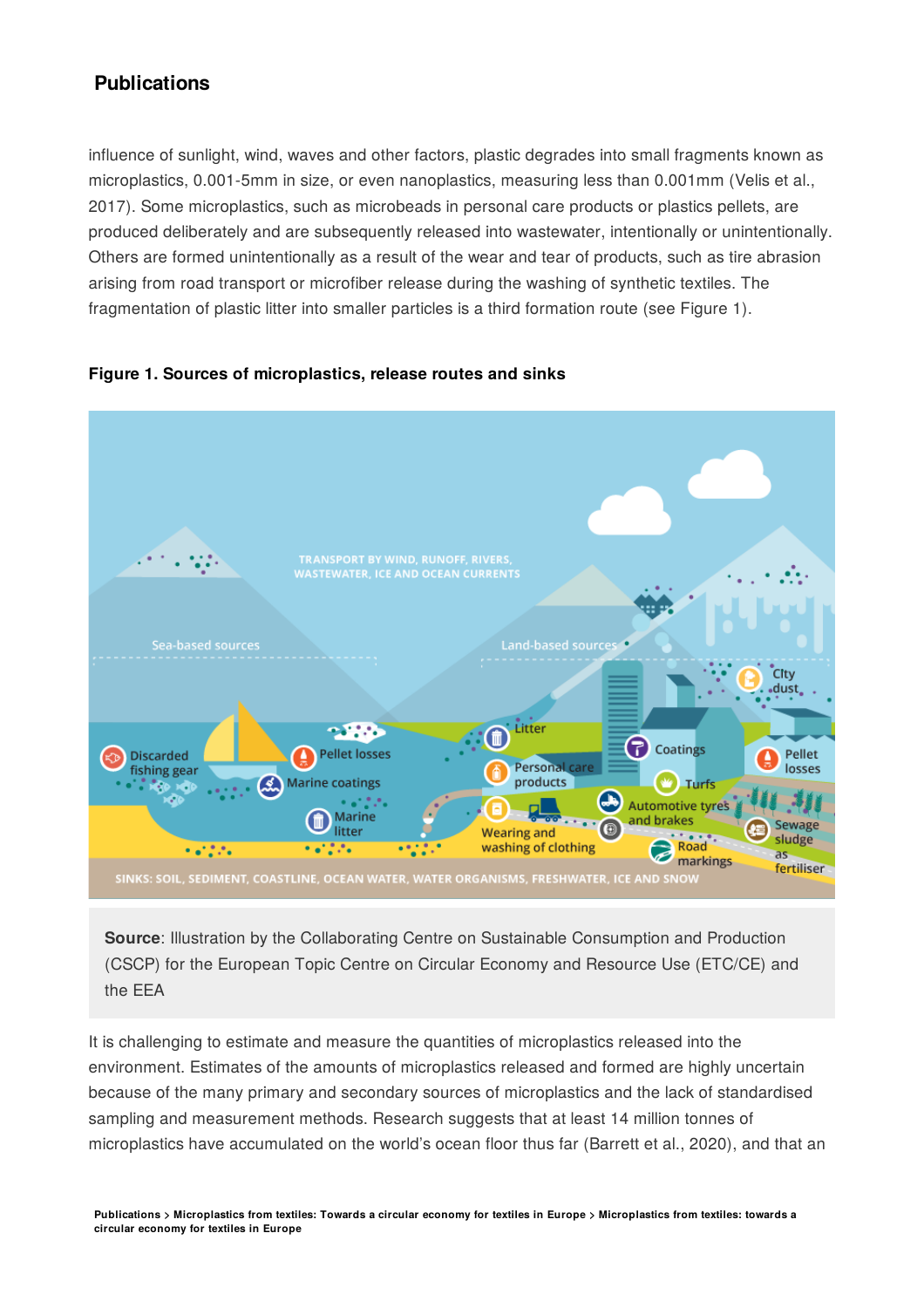influence of sunlight, wind, waves and other factors, plastic degrades into small fragments known as microplastics, 0.001-5mm in size, or even nanoplastics, measuring less than 0.001mm (Velis et al., 2017). Some microplastics, such as microbeads in personal care products or plastics pellets, are produced deliberately and are subsequently released into wastewater, intentionally or unintentionally. Others are formed unintentionally as a result of the wear and tear of products, such as tire abrasion arising from road transport or microfiber release during the washing of synthetic textiles. The fragmentation of plastic litter into smaller particles is a third formation route (see Figure 1).

**Figure 1. Sources of microplastics, release routes and sinks**

**Source**: Illustration by the Collaborating Centre on Sustainable Consumption and Production (CSCP) for the European Topic Centre on Circular Economy and Resource Use (ETC/CE) and the EEA

It is challenging to estimate and measure the quantities of microplastics released into the environment. Estimates of the amounts of microplastics released and formed are highly uncertain because of the many primary and secondary sources of microplastics and the lack of standardised sampling and measurement methods. Research suggests that at least 14 million tonnes of microplastics have accumulated on the world's ocean floor thus far (Barrett et al., 2020), and that an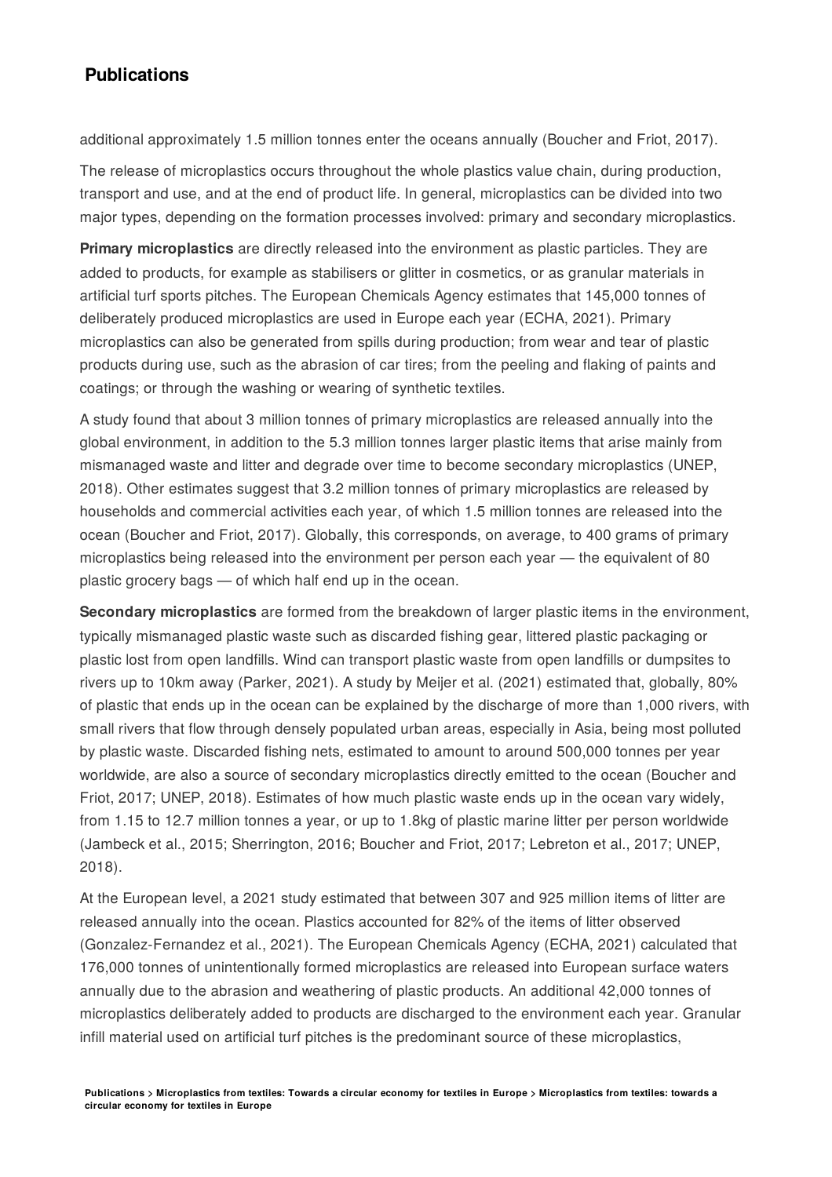additional approximately 1.5 million tonnes enter the oceans annually (Boucher and Friot, 2017).

The release of microplastics occurs throughout the whole plastics value chain, during production, transport and use, and at the end of product life. In general, microplastics can be divided into two major types, depending on the formation processes involved: primary and secondary microplastics.

**Primary microplastics** are directly released into the environment as plastic particles. They are added to products, for example as stabilisers or glitter in cosmetics, or as granular materials in artificial turf sports pitches. The European Chemicals Agency estimates that 145,000 tonnes of deliberately produced microplastics are used in Europe each year (ECHA, 2021). Primary microplastics can also be generated from spills during production; from wear and tear of plastic products during use, such as the abrasion of car tires; from the peeling and flaking of paints and coatings; or through the washing or wearing of synthetic textiles.

A study found that about 3 million tonnes of primary microplastics are released annually into the global environment, in addition to the 5.3 million tonnes larger plastic items that arise mainly from mismanaged waste and litter and degrade over time to become secondary microplastics (UNEP, 2018). Other estimates suggest that 3.2 million tonnes of primary microplastics are released by households and commercial activities each year, of which 1.5 million tonnes are released into the ocean (Boucher and Friot, 2017). Globally, this corresponds, on average, to 400 grams of primary microplastics being released into the environment per person each year — the equivalent of 80 plastic grocery bags — of which half end up in the ocean.

**Secondary microplastics** are formed from the breakdown of larger plastic items in the environment, typically mismanaged plastic waste such as discarded fishing gear, littered plastic packaging or plastic lost from open landfills. Wind can transport plastic waste from open landfills or dumpsites to rivers up to 10km away (Parker, 2021). A study by Meijer et al. (2021) estimated that, globally, 80% of plastic that ends up in the ocean can be explained by the discharge of more than 1,000 rivers, with small rivers that flow through densely populated urban areas, especially in Asia, being most polluted by plastic waste. Discarded fishing nets, estimated to amount to around 500,000 tonnes per year worldwide, are also a source of secondary microplastics directly emitted to the ocean (Boucher and Friot, 2017; UNEP, 2018). Estimates of how much plastic waste ends up in the ocean vary widely, from 1.15 to 12.7 million tonnes a year, or up to 1.8kg of plastic marine litter per person worldwide (Jambeck et al., 2015; Sherrington, 2016; Boucher and Friot, 2017; Lebreton et al., 2017; UNEP, 2018).

At the European level, a 2021 study estimated that between 307 and 925 million items of litter are released annually into the ocean. Plastics accounted for 82% of the items of litter observed (Gonzalez-Fernandez et al., 2021). The European Chemicals Agency (ECHA, 2021) calculated that 176,000 tonnes of unintentionally formed microplastics are released into European surface waters annually due to the abrasion and weathering of plastic products. An additional 42,000 tonnes of microplastics deliberately added to products are discharged to the environment each year. Granular infill material used on artificial turf pitches is the predominant source of these microplastics,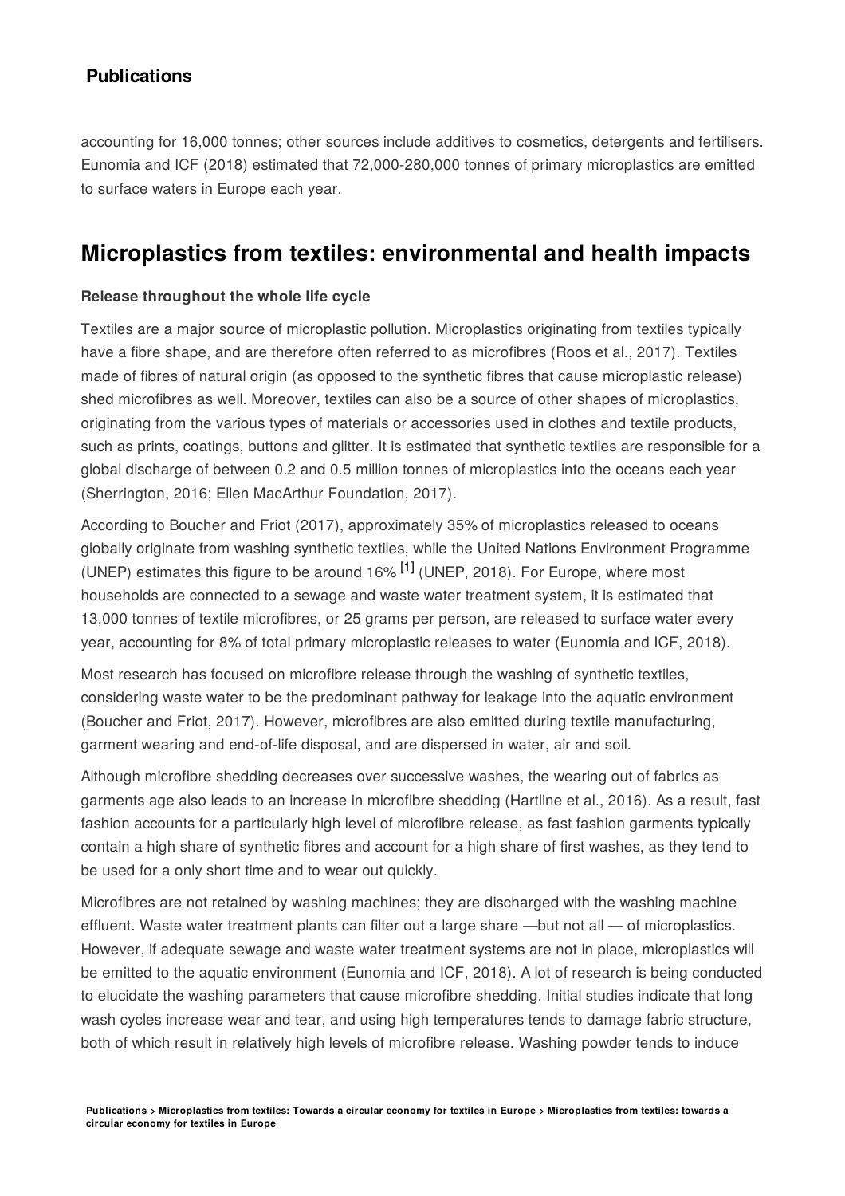accounting for 16,000 tonnes; other sources include additives to cosmetics, detergents and fertilisers. Eunomia and ICF (2018) estimated that 72,000-280,000 tonnes of primary microplastics are emitted to surface waters in Europe each year.

## Microplastics from textiles: environmental and health impacts

**Release throughout the whole life cycle**

Textiles are a major source of microplastic pollution. Microplastics originating from textiles typically have a fibre shape, and are therefore often referred to as microfibres (Roos et al., 2017). Textiles made of fibres of natural origin (as opposed to the synthetic fibres that cause microplastic release) shed microfibres as well. Moreover, textiles can also be a source of other shapes of microplastics, originating from the various types of materials or accessories used in clothes and textile products, such as prints, coatings, buttons and glitter. It is estimated that synthetic textiles are responsible for a global discharge of between 0.2 and 0.5 million tonnes of microplastics into the oceans each year (Sherrington, 2016; Ellen MacArthur Foundation, 2017).

According to Boucher and Friot (2017), approximately 35% of microplastics released to oceans globally originate from washing synthetic textiles, while the United Nations Environment Programme (UNEP) estimates this figure to be around 16% [1] (UNEP, 2018). For Europe, where most households are connected to a sewage and waste water treatment system, it is estimated that 13,000 tonnes of textile microfibres, or 25 grams per person, are released to surface water every year, accounting for 8% of total primary microplastic releases to water (Eunomia and ICF, 2018).

Most research has focused on microfibre release through the washing of synthetic textiles, considering waste water to be the predominant pathway for leakage into the aquatic environment (Boucher and Friot, 2017). However, microfibres are also emitted during textile manufacturing, garment wearing and end-of-life disposal, and are dispersed in water, air and soil.

Although microfibre shedding decreases over successive washes, the wearing out of fabrics as garments age also leads to an increase in microfibre shedding (Hartline et al., 2016). As a result, fast fashion accounts for a particularly high level of microfibre release, as fast fashion garments typically contain a high share of synthetic fibres and account for a high share of first washes, as they tend to be used for a only short time and to wear out quickly.

Microfibres are not retained by washing machines; they are discharged with the washing machine effluent. Waste water treatment plants can filter out a large share —but not all — of microplastics. However, if adequate sewage and waste water treatment systems are not in place, microplastics will be emitted to the aquatic environment (Eunomia and ICF, 2018). A lot of research is being conducted to elucidate the washing parameters that cause microfibre shedding. Initial studies indicate that long wash cycles increase wear and tear, and using high temperatures tends to damage fabric structure, both of which result in relatively high levels of microfibre release. Washing powder tends to induce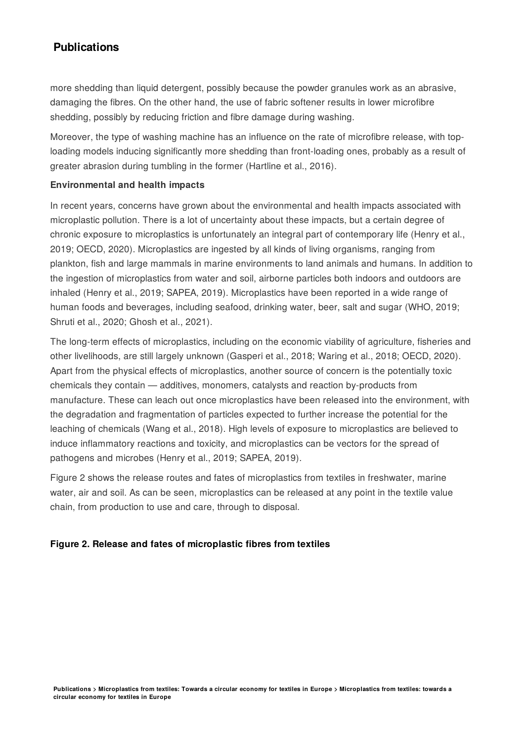more shedding than liquid detergent, possibly because the powder granules work as an abrasive, damaging the fibres. On the other hand, the use of fabric softener results in lower microfibre shedding, possibly by reducing friction and fibre damage during washing.

Moreover, the type of washing machine has an influence on the rate of microfibre release, with top-loading models inducing significantly more shedding than front-loading ones, probably as a result of greater abrasion during tumbling in the former (Hartline et al., 2016).

**Environmental and health impacts**

In recent years, concerns have grown about the environmental and health impacts associated with microplastic pollution. There is a lot of uncertainty about these impacts, but a certain degree of chronic exposure to microplastics is unfortunately an integral part of contemporary life (Henry et al., 2019; OECD, 2020). Microplastics are ingested by all kinds of living organisms, ranging from plankton, fish and large mammals in marine environments to land animals and humans. In addition to the ingestion of microplastics from water and soil, airborne particles both indoors and outdoors are inhaled (Henry et al., 2019; SAPEA, 2019). Microplastics have been reported in a wide range of human foods and beverages, including seafood, drinking water, beer, salt and sugar (WHO, 2019; Shruti et al., 2020; Ghosh et al., 2021).

The long-term effects of microplastics, including on the economic viability of agriculture, fisheries and other livelihoods, are still largely unknown (Gasperi et al., 2018; Waring et al., 2018; OECD, 2020). Apart from the physical effects of microplastics, another source of concern is the potentially toxic chemicals they contain — additives, monomers, catalysts and reaction by-products from manufacture. These can leach out once microplastics have been released into the environment, with the degradation and fragmentation of particles expected to further increase the potential for the leaching of chemicals (Wang et al., 2018). High levels of exposure to microplastics are believed to induce inflammatory reactions and toxicity, and microplastics can be vectors for the spread of pathogens and microbes (Henry et al., 2019; SAPEA, 2019).

Figure 2 shows the release routes and fates of microplastics from textiles in freshwater, marine water, air and soil. As can be seen, microplastics can be released at any point in the textile value chain, from production to use and care, through to disposal.

**Figure 2. Release and fates of microplastic fibres from textiles**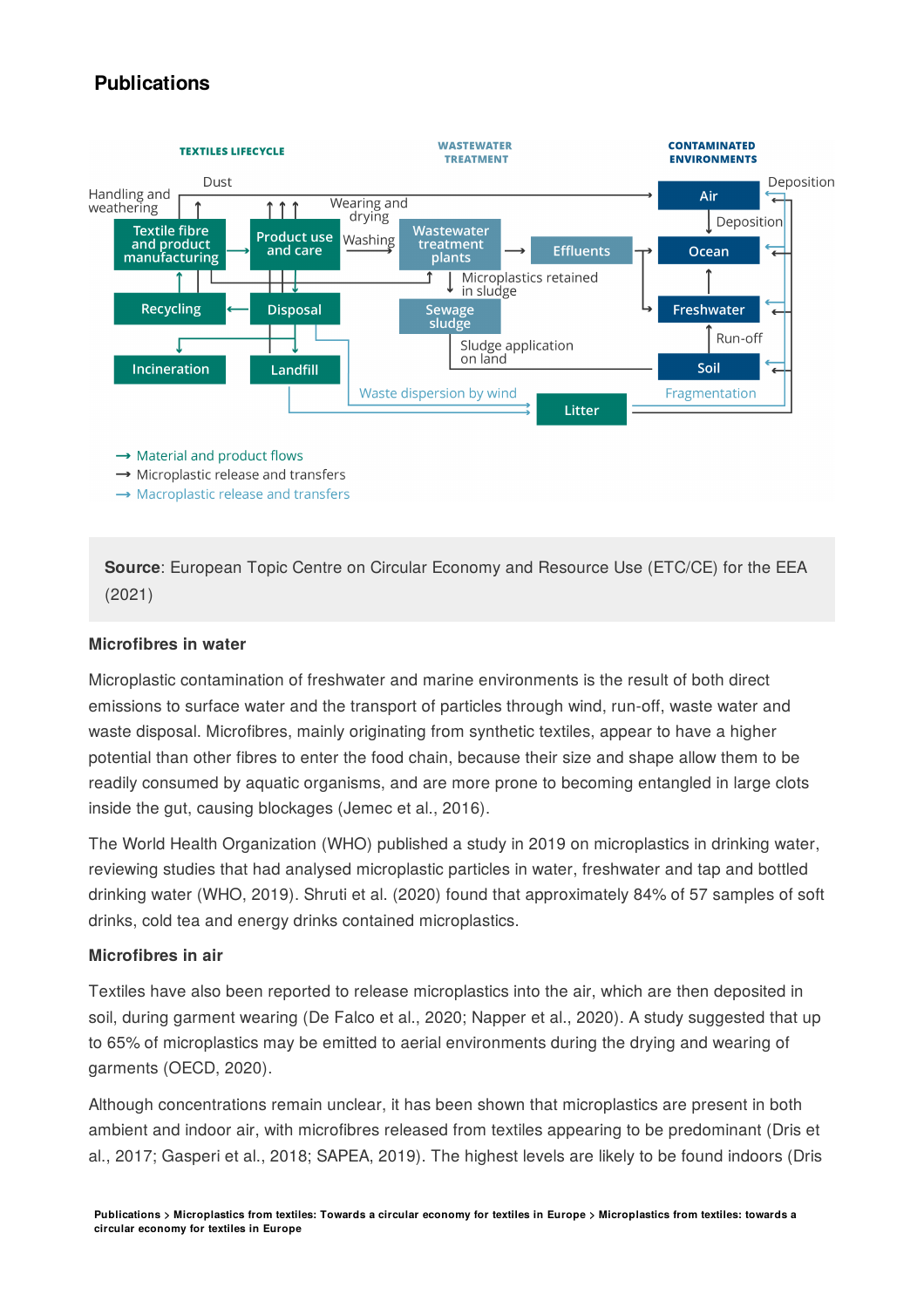**Source**: European Topic Centre on Circular Economy and Resource Use (ETC/CE) for the EEA (2021)

### Microfibres in water

Microplastic contamination of freshwater and marine environments is the result of both direct emissions to surface water and the transport of particles through wind, run-off, waste water and waste disposal. Microfibres, mainly originating from synthetic textiles, appear to have a higher potential than other fibres to enter the food chain, because their size and shape allow them to be readily consumed by aquatic organisms, and are more prone to becoming entangled in large clots inside the gut, causing blockages (Jemec et al., 2016).

The World Health Organization (WHO) published a study in 2019 on microplastics in drinking water, reviewing studies that had analysed microplastic particles in water, freshwater and tap and bottled drinking water (WHO, 2019). Shruti et al. (2020) found that approximately 84% of 57 samples of soft drinks, cold tea and energy drinks contained microplastics.

### Microfibres in air

Textiles have also been reported to release microplastics into the air, which are then deposited in soil, during garment wearing (De Falco et al., 2020; Napper et al., 2020). A study suggested that up to 65% of microplastics may be emitted to aerial environments during the drying and wearing of garments (OECD, 2020).

Although concentrations remain unclear, it has been shown that microplastics are present in both ambient and indoor air, with microfibres released from textiles appearing to be predominant (Dris et al., 2017; Gasperi et al., 2018; SAPEA, 2019). The highest levels are likely to be found indoors (Dris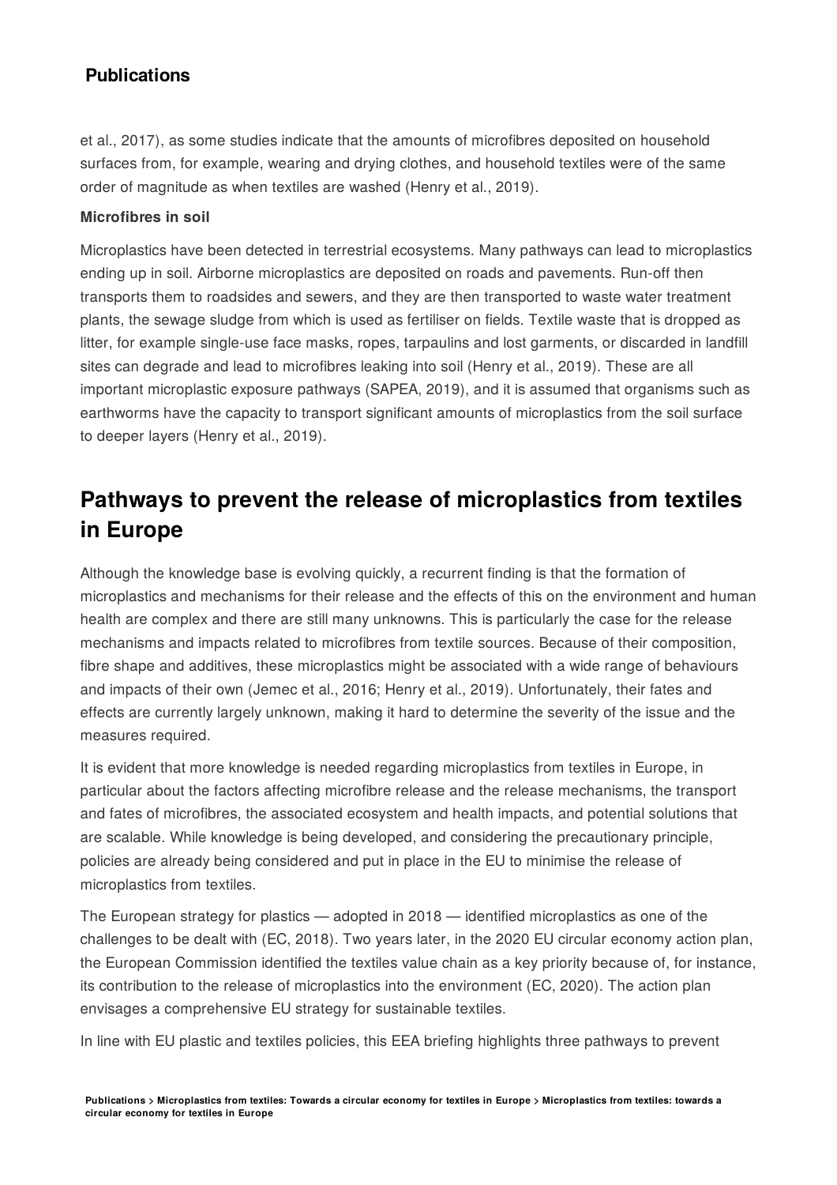et al., 2017), as some studies indicate that the amounts of microfibres deposited on household surfaces from, for example, wearing and drying clothes, and household textiles were of the same order of magnitude as when textiles are washed (Henry et al., 2019).

**Microfibres in soil**

Microplastics have been detected in terrestrial ecosystems. Many pathways can lead to microplastics ending up in soil. Airborne microplastics are deposited on roads and pavements. Run-off then transports them to roadsides and sewers, and they are then transported to waste water treatment plants, the sewage sludge from which is used as fertiliser on fields. Textile waste that is dropped as litter, for example single-use face masks, ropes, tarpaulins and lost garments, or discarded in landfill sites can degrade and lead to microfibres leaking into soil (Henry et al., 2019). These are all important microplastic exposure pathways (SAPEA, 2019), and it is assumed that organisms such as earthworms have the capacity to transport significant amounts of microplastics from the soil surface to deeper layers (Henry et al., 2019).

## Pathways to prevent the release of microplastics from textiles in Europe

Although the knowledge base is evolving quickly, a recurrent finding is that the formation of microplastics and mechanisms for their release and the effects of this on the environment and human health are complex and there are still many unknowns. This is particularly the case for the release mechanisms and impacts related to microfibres from textile sources. Because of their composition, fibre shape and additives, these microplastics might be associated with a wide range of behaviours and impacts of their own (Jemec et al., 2016; Henry et al., 2019). Unfortunately, their fates and effects are currently largely unknown, making it hard to determine the severity of the issue and the measures required.

It is evident that more knowledge is needed regarding microplastics from textiles in Europe, in particular about the factors affecting microfibre release and the release mechanisms, the transport and fates of microfibres, the associated ecosystem and health impacts, and potential solutions that are scalable. While knowledge is being developed, and considering the precautionary principle, policies are already being considered and put in place in the EU to minimise the release of microplastics from textiles.

The European strategy for plastics — adopted in 2018 — identified microplastics as one of the challenges to be dealt with (EC, 2018). Two years later, in the 2020 EU circular economy action plan, the European Commission identified the textiles value chain as a key priority because of, for instance, its contribution to the release of microplastics into the environment (EC, 2020). The action plan envisages a comprehensive EU strategy for sustainable textiles.

In line with EU plastic and textiles policies, this EEA briefing highlights three pathways to prevent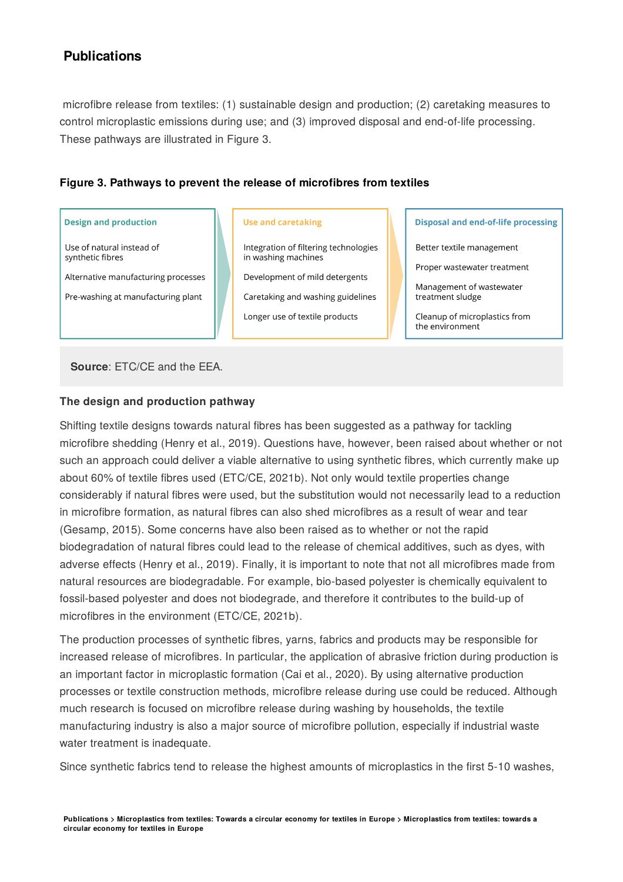## Publications

microfibre release from textiles: (1) sustainable design and production; (2) caretaking measures to control microplastic emissions during use; and (3) improved disposal and end-of-life processing. These pathways are illustrated in Figure 3.

**Figure 3. Pathways to prevent the release of microfibres from textiles**

| Design and production | Use and caretaking | Disposal and end-of-life processing |
|---|---|---|
| Use of natural instead of synthetic fibres | Integration of filtering technologies in washing machines | Better textile management |
| Alternative manufacturing processes | Development of mild detergents | Proper wastewater treatment |
| Pre-washing at manufacturing plant | Caretaking and washing guidelines | Management of wastewater treatment sludge |
| | Longer use of textile products | Cleanup of microplastics from the environment |

**Source**: ETC/CE and the EEA.

### The design and production pathway

Shifting textile designs towards natural fibres has been suggested as a pathway for tackling microfibre shedding (Henry et al., 2019). Questions have, however, been raised about whether or not such an approach could deliver a viable alternative to using synthetic fibres, which currently make up about 60% of textile fibres used (ETC/CE, 2021b). Not only would textile properties change considerably if natural fibres were used, but the substitution would not necessarily lead to a reduction in microfibre formation, as natural fibres can also shed microfibres as a result of wear and tear (Gesamp, 2015). Some concerns have also been raised as to whether or not the rapid biodegradation of natural fibres could lead to the release of chemical additives, such as dyes, with adverse effects (Henry et al., 2019). Finally, it is important to note that not all microfibres made from natural resources are biodegradable. For example, bio-based polyester is chemically equivalent to fossil-based polyester and does not biodegrade, and therefore it contributes to the build-up of microfibres in the environment (ETC/CE, 2021b).

The production processes of synthetic fibres, yarns, fabrics and products may be responsible for increased release of microfibres. In particular, the application of abrasive friction during production is an important factor in microplastic formation (Cai et al., 2020). By using alternative production processes or textile construction methods, microfibre release during use could be reduced. Although much research is focused on microfibre release during washing by households, the textile manufacturing industry is also a major source of microfibre pollution, especially if industrial waste water treatment is inadequate.

Since synthetic fabrics tend to release the highest amounts of microplastics in the first 5-10 washes,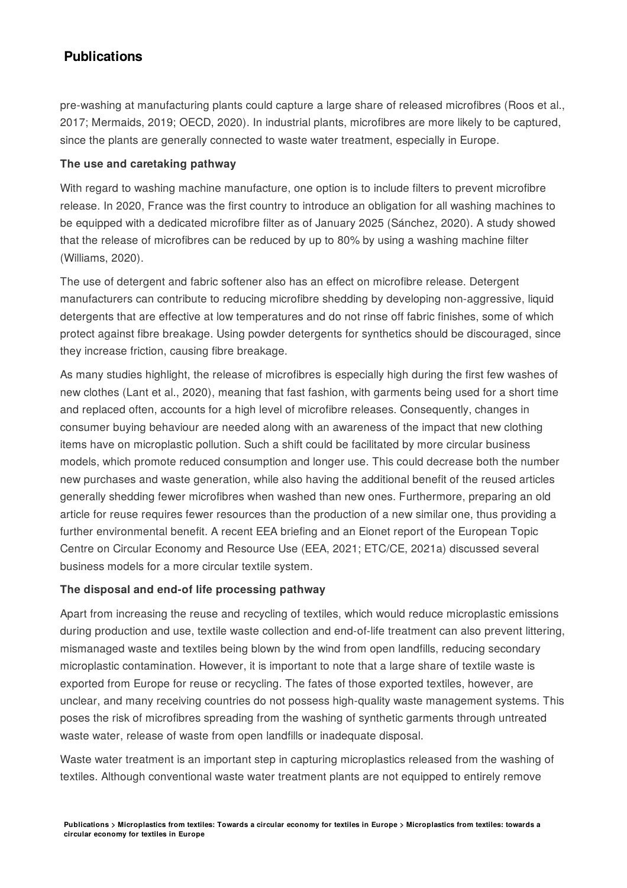pre-washing at manufacturing plants could capture a large share of released microfibres (Roos et al., 2017; Mermaids, 2019; OECD, 2020). In industrial plants, microfibres are more likely to be captured, since the plants are generally connected to waste water treatment, especially in Europe.

**The use and caretaking pathway**

With regard to washing machine manufacture, one option is to include filters to prevent microfibre release. In 2020, France was the first country to introduce an obligation for all washing machines to be equipped with a dedicated microfibre filter as of January 2025 (Sánchez, 2020). A study showed that the release of microfibres can be reduced by up to 80% by using a washing machine filter (Williams, 2020).

The use of detergent and fabric softener also has an effect on microfibre release. Detergent manufacturers can contribute to reducing microfibre shedding by developing non-aggressive, liquid detergents that are effective at low temperatures and do not rinse off fabric finishes, some of which protect against fibre breakage. Using powder detergents for synthetics should be discouraged, since they increase friction, causing fibre breakage.

As many studies highlight, the release of microfibres is especially high during the first few washes of new clothes (Lant et al., 2020), meaning that fast fashion, with garments being used for a short time and replaced often, accounts for a high level of microfibre releases. Consequently, changes in consumer buying behaviour are needed along with an awareness of the impact that new clothing items have on microplastic pollution. Such a shift could be facilitated by more circular business models, which promote reduced consumption and longer use. This could decrease both the number new purchases and waste generation, while also having the additional benefit of the reused articles generally shedding fewer microfibres when washed than new ones. Furthermore, preparing an old article for reuse requires fewer resources than the production of a new similar one, thus providing a further environmental benefit. A recent EEA briefing and an Eionet report of the European Topic Centre on Circular Economy and Resource Use (EEA, 2021; ETC/CE, 2021a) discussed several business models for a more circular textile system.

**The disposal and end-of life processing pathway**

Apart from increasing the reuse and recycling of textiles, which would reduce microplastic emissions during production and use, textile waste collection and end-of-life treatment can also prevent littering, mismanaged waste and textiles being blown by the wind from open landfills, reducing secondary microplastic contamination. However, it is important to note that a large share of textile waste is exported from Europe for reuse or recycling. The fates of those exported textiles, however, are unclear, and many receiving countries do not possess high-quality waste management systems. This poses the risk of microfibres spreading from the washing of synthetic garments through untreated waste water, release of waste from open landfills or inadequate disposal.

Waste water treatment is an important step in capturing microplastics released from the washing of textiles. Although conventional waste water treatment plants are not equipped to entirely remove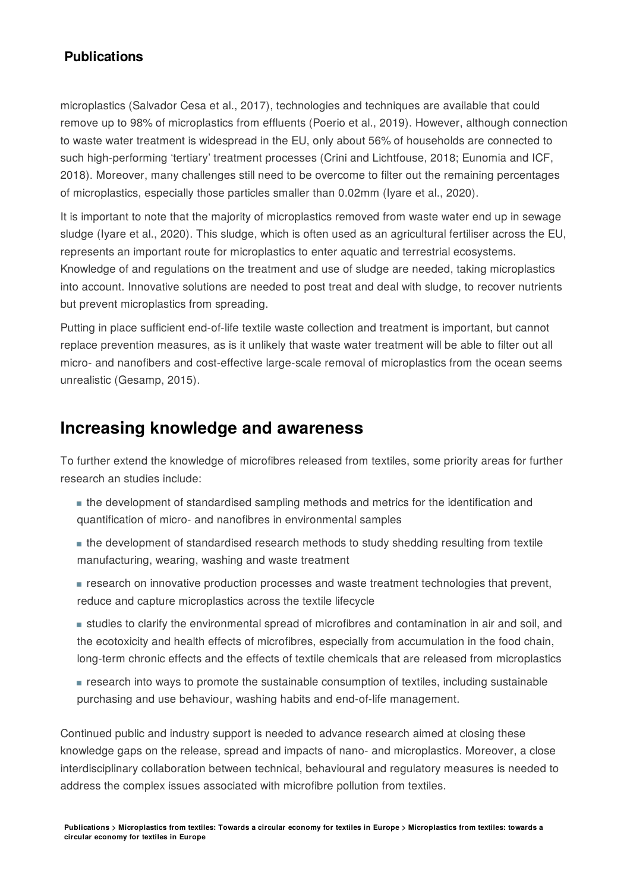microplastics (Salvador Cesa et al., 2017), technologies and techniques are available that could remove up to 98% of microplastics from effluents (Poerio et al., 2019). However, although connection to waste water treatment is widespread in the EU, only about 56% of households are connected to such high-performing 'tertiary' treatment processes (Crini and Lichtfouse, 2018; Eunomia and ICF, 2018). Moreover, many challenges still need to be overcome to filter out the remaining percentages of microplastics, especially those particles smaller than 0.02mm (Iyare et al., 2020).

It is important to note that the majority of microplastics removed from waste water end up in sewage sludge (Iyare et al., 2020). This sludge, which is often used as an agricultural fertiliser across the EU, represents an important route for microplastics to enter aquatic and terrestrial ecosystems. Knowledge of and regulations on the treatment and use of sludge are needed, taking microplastics into account. Innovative solutions are needed to post treat and deal with sludge, to recover nutrients but prevent microplastics from spreading.

Putting in place sufficient end-of-life textile waste collection and treatment is important, but cannot replace prevention measures, as is it unlikely that waste water treatment will be able to filter out all micro- and nanofibers and cost-effective large-scale removal of microplastics from the ocean seems unrealistic (Gesamp, 2015).

## Increasing knowledge and awareness

To further extend the knowledge of microfibres released from textiles, some priority areas for further research an studies include:

- the development of standardised sampling methods and metrics for the identification and quantification of micro- and nanofibres in environmental samples
- the development of standardised research methods to study shedding resulting from textile manufacturing, wearing, washing and waste treatment
- research on innovative production processes and waste treatment technologies that prevent, reduce and capture microplastics across the textile lifecycle
- studies to clarify the environmental spread of microfibres and contamination in air and soil, and the ecotoxicity and health effects of microfibres, especially from accumulation in the food chain, long-term chronic effects and the effects of textile chemicals that are released from microplastics
- research into ways to promote the sustainable consumption of textiles, including sustainable purchasing and use behaviour, washing habits and end-of-life management.

Continued public and industry support is needed to advance research aimed at closing these knowledge gaps on the release, spread and impacts of nano- and microplastics. Moreover, a close interdisciplinary collaboration between technical, behavioural and regulatory measures is needed to address the complex issues associated with microfibre pollution from textiles.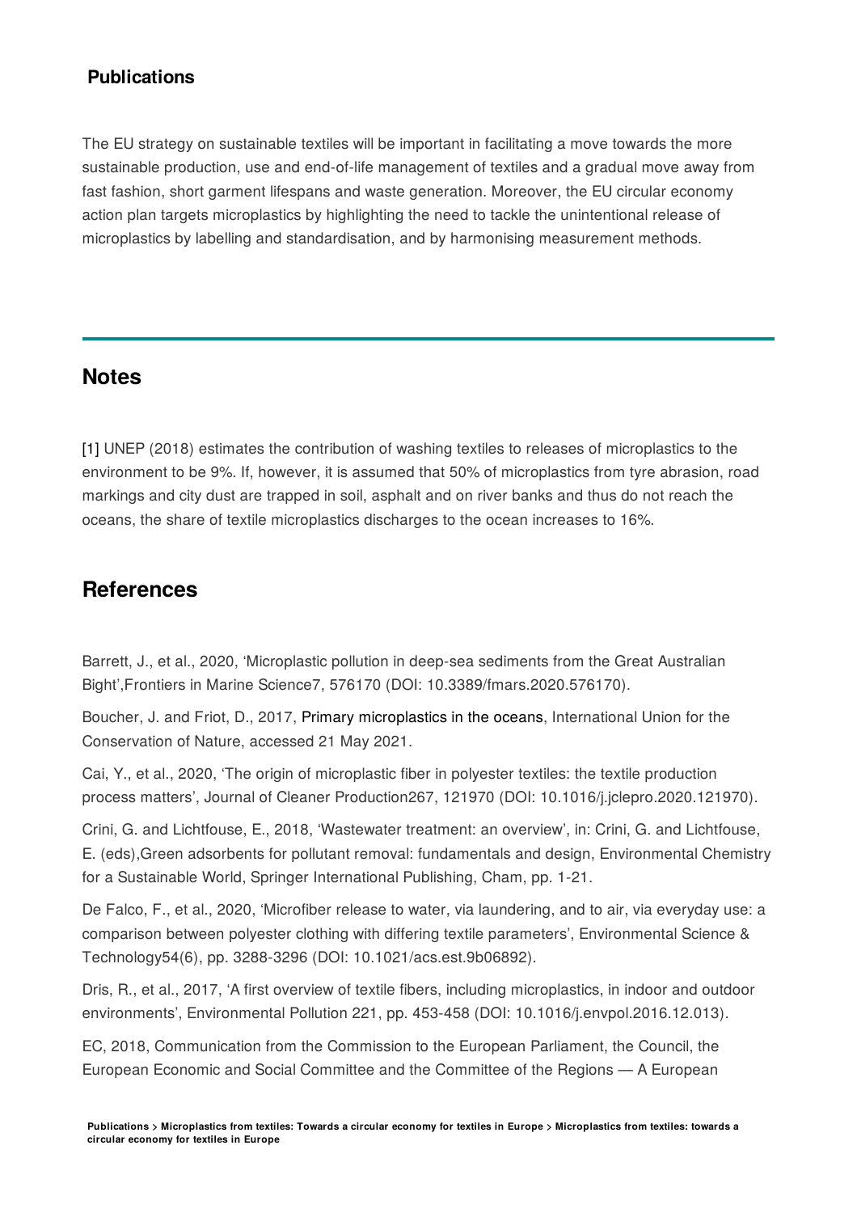## Publications

The EU strategy on sustainable textiles will be important in facilitating a move towards the more sustainable production, use and end-of-life management of textiles and a gradual move away from fast fashion, short garment lifespans and waste generation. Moreover, the EU circular economy action plan targets microplastics by highlighting the need to tackle the unintentional release of microplastics by labelling and standardisation, and by harmonising measurement methods.

---

## Notes

[1] UNEP (2018) estimates the contribution of washing textiles to releases of microplastics to the environment to be 9%. If, however, it is assumed that 50% of microplastics from tyre abrasion, road markings and city dust are trapped in soil, asphalt and on river banks and thus do not reach the oceans, the share of textile microplastics discharges to the ocean increases to 16%.

## References

Barrett, J., et al., 2020, 'Microplastic pollution in deep-sea sediments from the Great Australian Bight',Frontiers in Marine Science7, 576170 (DOI: 10.3389/fmars.2020.576170).

Boucher, J. and Friot, D., 2017, Primary microplastics in the oceans, International Union for the Conservation of Nature, accessed 21 May 2021.

Cai, Y., et al., 2020, 'The origin of microplastic fiber in polyester textiles: the textile production process matters', Journal of Cleaner Production267, 121970 (DOI: 10.1016/j.jclepro.2020.121970).

Crini, G. and Lichtfouse, E., 2018, 'Wastewater treatment: an overview', in: Crini, G. and Lichtfouse, E. (eds),Green adsorbents for pollutant removal: fundamentals and design, Environmental Chemistry for a Sustainable World, Springer International Publishing, Cham, pp. 1-21.

De Falco, F., et al., 2020, 'Microfiber release to water, via laundering, and to air, via everyday use: a comparison between polyester clothing with differing textile parameters', Environmental Science & Technology54(6), pp. 3288-3296 (DOI: 10.1021/acs.est.9b06892).

Dris, R., et al., 2017, 'A first overview of textile fibers, including microplastics, in indoor and outdoor environments', Environmental Pollution 221, pp. 453-458 (DOI: 10.1016/j.envpol.2016.12.013).

EC, 2018, Communication from the Commission to the European Parliament, the Council, the European Economic and Social Committee and the Committee of the Regions — A European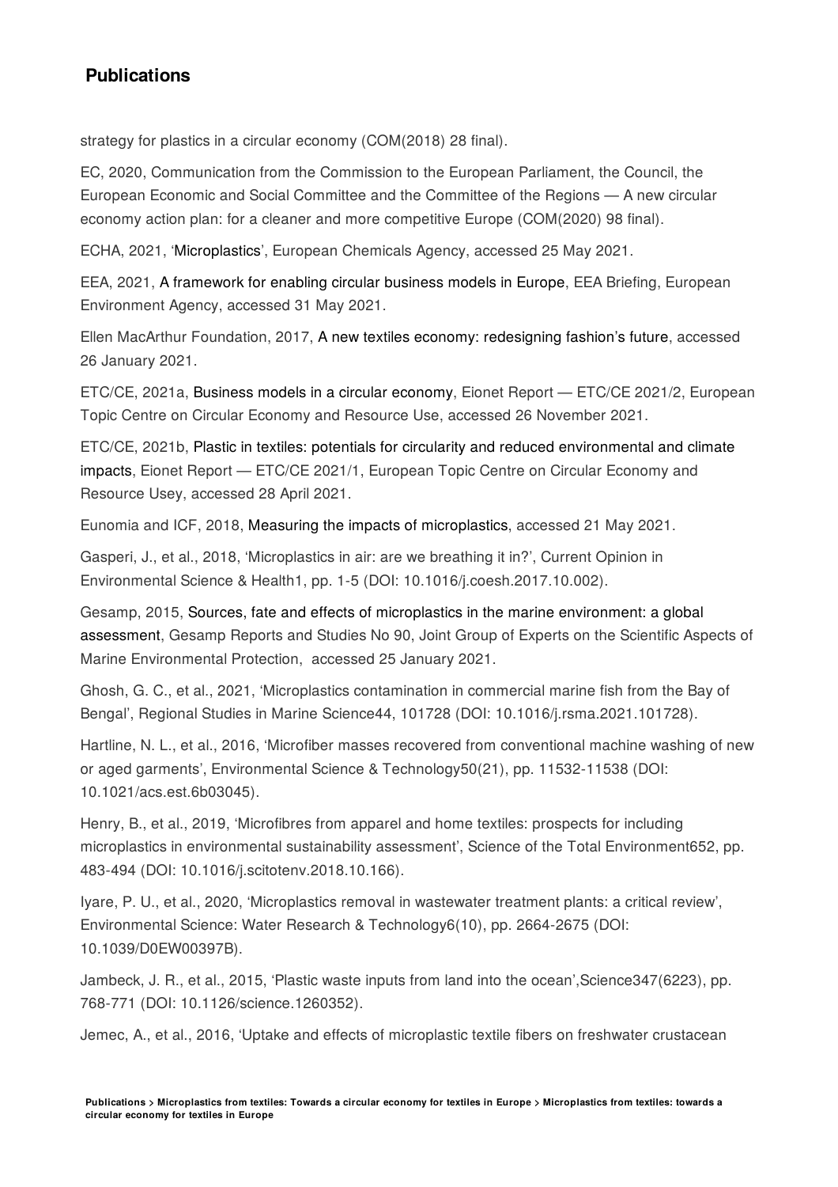## Publications

strategy for plastics in a circular economy (COM(2018) 28 final).

EC, 2020, Communication from the Commission to the European Parliament, the Council, the European Economic and Social Committee and the Committee of the Regions — A new circular economy action plan: for a cleaner and more competitive Europe (COM(2020) 98 final).

ECHA, 2021, 'Microplastics', European Chemicals Agency, accessed 25 May 2021.

EEA, 2021, A framework for enabling circular business models in Europe, EEA Briefing, European Environment Agency, accessed 31 May 2021.

Ellen MacArthur Foundation, 2017, A new textiles economy: redesigning fashion's future, accessed 26 January 2021.

ETC/CE, 2021a, Business models in a circular economy, Eionet Report — ETC/CE 2021/2, European Topic Centre on Circular Economy and Resource Use, accessed 26 November 2021.

ETC/CE, 2021b, Plastic in textiles: potentials for circularity and reduced environmental and climate impacts, Eionet Report — ETC/CE 2021/1, European Topic Centre on Circular Economy and Resource Usey, accessed 28 April 2021.

Eunomia and ICF, 2018, Measuring the impacts of microplastics, accessed 21 May 2021.

Gasperi, J., et al., 2018, 'Microplastics in air: are we breathing it in?', Current Opinion in Environmental Science & Health1, pp. 1-5 (DOI: 10.1016/j.coesh.2017.10.002).

Gesamp, 2015, Sources, fate and effects of microplastics in the marine environment: a global assessment, Gesamp Reports and Studies No 90, Joint Group of Experts on the Scientific Aspects of Marine Environmental Protection, accessed 25 January 2021.

Ghosh, G. C., et al., 2021, 'Microplastics contamination in commercial marine fish from the Bay of Bengal', Regional Studies in Marine Science44, 101728 (DOI: 10.1016/j.rsma.2021.101728).

Hartline, N. L., et al., 2016, 'Microfiber masses recovered from conventional machine washing of new or aged garments', Environmental Science & Technology50(21), pp. 11532-11538 (DOI: 10.1021/acs.est.6b03045).

Henry, B., et al., 2019, 'Microfibres from apparel and home textiles: prospects for including microplastics in environmental sustainability assessment', Science of the Total Environment652, pp. 483-494 (DOI: 10.1016/j.scitotenv.2018.10.166).

Iyare, P. U., et al., 2020, 'Microplastics removal in wastewater treatment plants: a critical review', Environmental Science: Water Research & Technology6(10), pp. 2664-2675 (DOI: 10.1039/D0EW00397B).

Jambeck, J. R., et al., 2015, 'Plastic waste inputs from land into the ocean',Science347(6223), pp. 768-771 (DOI: 10.1126/science.1260352).

Jemec, A., et al., 2016, 'Uptake and effects of microplastic textile fibers on freshwater crustacean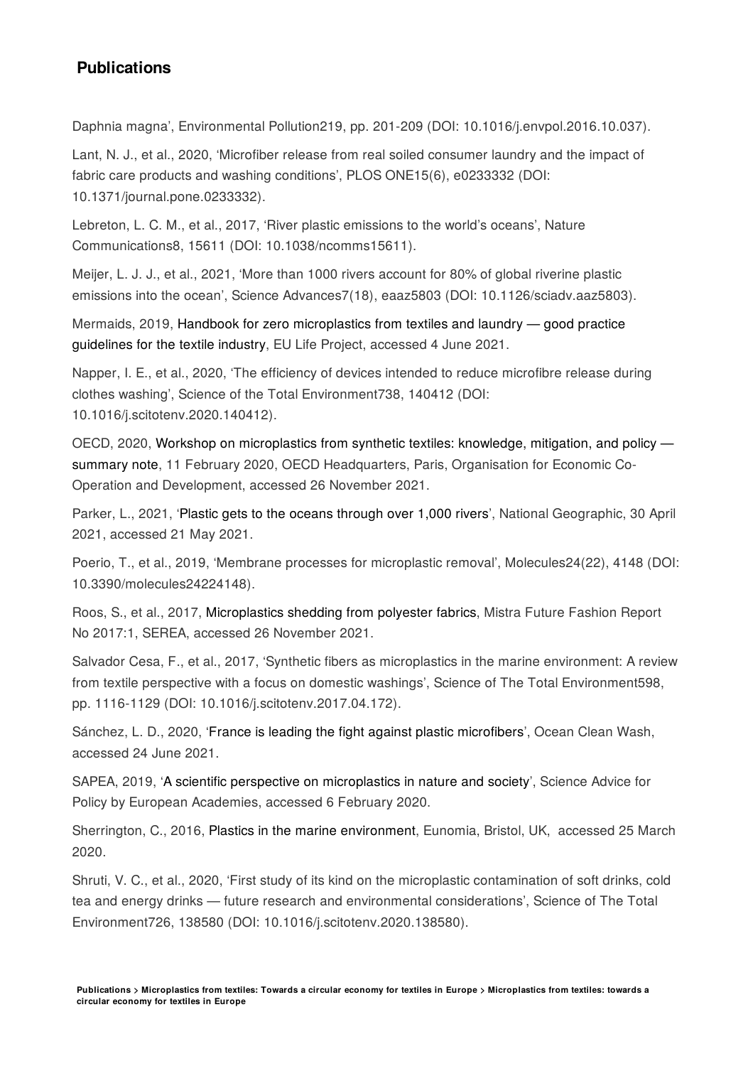## Publications

Daphnia magna', Environmental Pollution219, pp. 201-209 (DOI: 10.1016/j.envpol.2016.10.037).

Lant, N. J., et al., 2020, 'Microfiber release from real soiled consumer laundry and the impact of fabric care products and washing conditions', PLOS ONE15(6), e0233332 (DOI: 10.1371/journal.pone.0233332).

Lebreton, L. C. M., et al., 2017, 'River plastic emissions to the world's oceans', Nature Communications8, 15611 (DOI: 10.1038/ncomms15611).

Meijer, L. J. J., et al., 2021, 'More than 1000 rivers account for 80% of global riverine plastic emissions into the ocean', Science Advances7(18), eaaz5803 (DOI: 10.1126/sciadv.aaz5803).

Mermaids, 2019, Handbook for zero microplastics from textiles and laundry — good practice guidelines for the textile industry, EU Life Project, accessed 4 June 2021.

Napper, I. E., et al., 2020, 'The efficiency of devices intended to reduce microfibre release during clothes washing', Science of the Total Environment738, 140412 (DOI: 10.1016/j.scitotenv.2020.140412).

OECD, 2020, Workshop on microplastics from synthetic textiles: knowledge, mitigation, and policy — summary note, 11 February 2020, OECD Headquarters, Paris, Organisation for Economic Co-Operation and Development, accessed 26 November 2021.

Parker, L., 2021, 'Plastic gets to the oceans through over 1,000 rivers', National Geographic, 30 April 2021, accessed 21 May 2021.

Poerio, T., et al., 2019, 'Membrane processes for microplastic removal', Molecules24(22), 4148 (DOI: 10.3390/molecules24224148).

Roos, S., et al., 2017, Microplastics shedding from polyester fabrics, Mistra Future Fashion Report No 2017:1, SEREA, accessed 26 November 2021.

Salvador Cesa, F., et al., 2017, 'Synthetic fibers as microplastics in the marine environment: A review from textile perspective with a focus on domestic washings', Science of The Total Environment598, pp. 1116-1129 (DOI: 10.1016/j.scitotenv.2017.04.172).

Sánchez, L. D., 2020, 'France is leading the fight against plastic microfibers', Ocean Clean Wash, accessed 24 June 2021.

SAPEA, 2019, 'A scientific perspective on microplastics in nature and society', Science Advice for Policy by European Academies, accessed 6 February 2020.

Sherrington, C., 2016, Plastics in the marine environment, Eunomia, Bristol, UK, accessed 25 March 2020.

Shruti, V. C., et al., 2020, 'First study of its kind on the microplastic contamination of soft drinks, cold tea and energy drinks — future research and environmental considerations', Science of The Total Environment726, 138580 (DOI: 10.1016/j.scitotenv.2020.138580).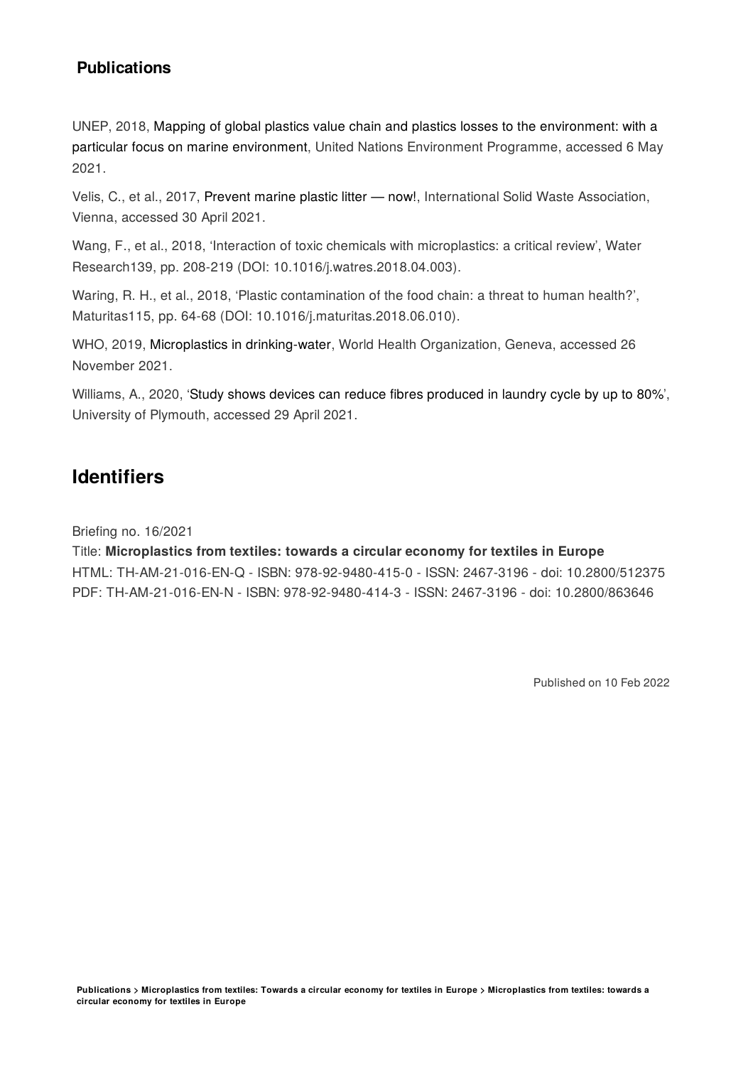### Publications

UNEP, 2018, Mapping of global plastics value chain and plastics losses to the environment: with a particular focus on marine environment, United Nations Environment Programme, accessed 6 May 2021.

Velis, C., et al., 2017, Prevent marine plastic litter — now!, International Solid Waste Association, Vienna, accessed 30 April 2021.

Wang, F., et al., 2018, 'Interaction of toxic chemicals with microplastics: a critical review', Water Research139, pp. 208-219 (DOI: 10.1016/j.watres.2018.04.003).

Waring, R. H., et al., 2018, 'Plastic contamination of the food chain: a threat to human health?', Maturitas115, pp. 64-68 (DOI: 10.1016/j.maturitas.2018.06.010).

WHO, 2019, Microplastics in drinking-water, World Health Organization, Geneva, accessed 26 November 2021.

Williams, A., 2020, 'Study shows devices can reduce fibres produced in laundry cycle by up to 80%', University of Plymouth, accessed 29 April 2021.

## Identifiers

Briefing no. 16/2021
Title: **Microplastics from textiles: towards a circular economy for textiles in Europe**
HTML: TH-AM-21-016-EN-Q - ISBN: 978-92-9480-415-0 - ISSN: 2467-3196 - doi: 10.2800/512375
PDF: TH-AM-21-016-EN-N - ISBN: 978-92-9480-414-3 - ISSN: 2467-3196 - doi: 10.2800/863646

Published on 10 Feb 2022